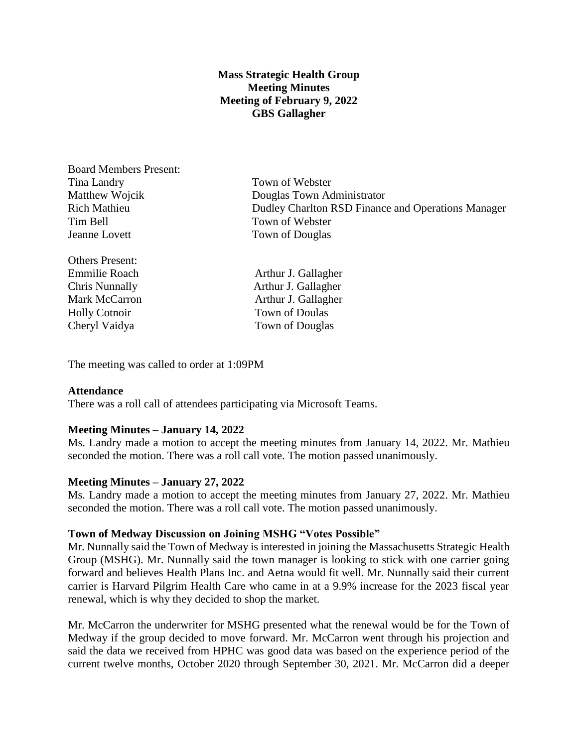**Mass Strategic Health Group**
**Meeting Minutes**
**Meeting of February 9, 2022**
**GBS Gallagher**

| Board Members Present: | |
|---|---|
| Tina Landry | Town of Webster |
| Matthew Wojcik | Douglas Town Administrator |
| Rich Mathieu | Dudley Charlton RSD Finance and Operations Manager |
| Tim Bell | Town of Webster |
| Jeanne Lovett | Town of Douglas |

| Others Present: | |
|---|---|
| Emmilie Roach | Arthur J. Gallagher |
| Chris Nunnally | Arthur J. Gallagher |
| Mark McCarron | Arthur J. Gallagher |
| Holly Cotnoir | Town of Doulas |
| Cheryl Vaidya | Town of Douglas |

The meeting was called to order at 1:09PM

**Attendance**

There was a roll call of attendees participating via Microsoft Teams.

**Meeting Minutes – January 14, 2022**

Ms. Landry made a motion to accept the meeting minutes from January 14, 2022. Mr. Mathieu seconded the motion. There was a roll call vote. The motion passed unanimously.

**Meeting Minutes – January 27, 2022**

Ms. Landry made a motion to accept the meeting minutes from January 27, 2022. Mr. Mathieu seconded the motion. There was a roll call vote. The motion passed unanimously.

**Town of Medway Discussion on Joining MSHG "Votes Possible"**

Mr. Nunnally said the Town of Medway is interested in joining the Massachusetts Strategic Health Group (MSHG). Mr. Nunnally said the town manager is looking to stick with one carrier going forward and believes Health Plans Inc. and Aetna would fit well. Mr. Nunnally said their current carrier is Harvard Pilgrim Health Care who came in at a 9.9% increase for the 2023 fiscal year renewal, which is why they decided to shop the market.

Mr. McCarron the underwriter for MSHG presented what the renewal would be for the Town of Medway if the group decided to move forward. Mr. McCarron went through his projection and said the data we received from HPHC was good data was based on the experience period of the current twelve months, October 2020 through September 30, 2021. Mr. McCarron did a deeper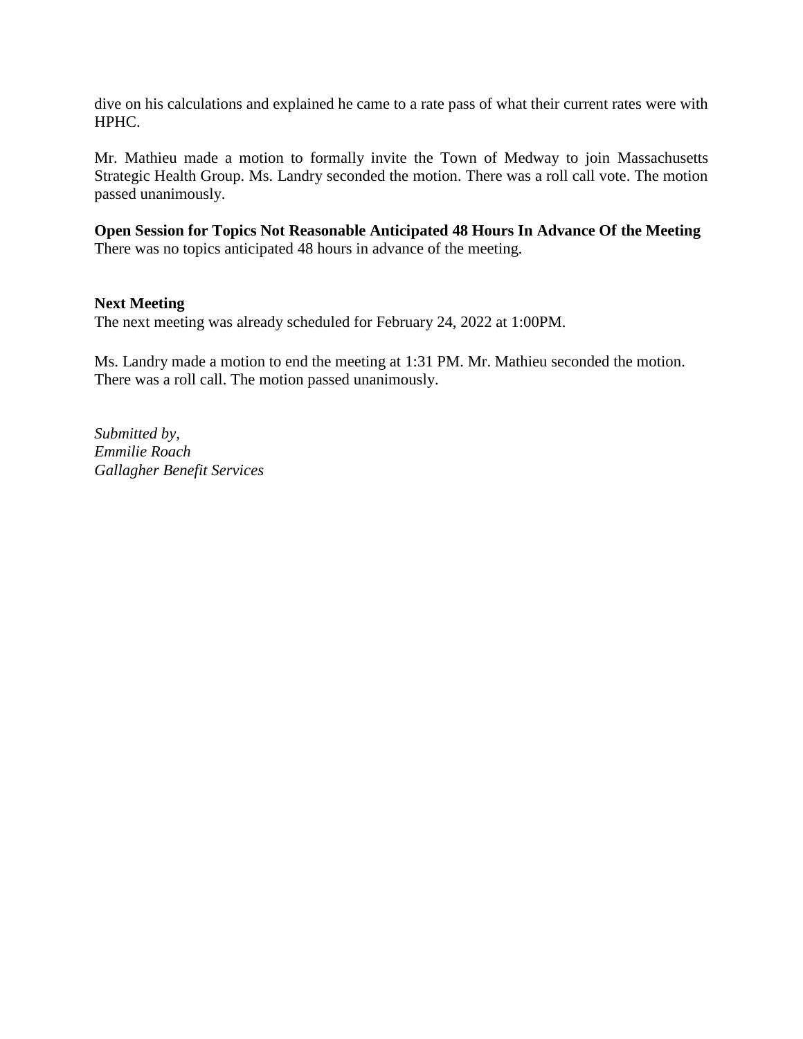dive on his calculations and explained he came to a rate pass of what their current rates were with HPHC.

Mr. Mathieu made a motion to formally invite the Town of Medway to join Massachusetts Strategic Health Group. Ms. Landry seconded the motion. There was a roll call vote. The motion passed unanimously.

**Open Session for Topics Not Reasonable Anticipated 48 Hours In Advance Of the Meeting**
There was no topics anticipated 48 hours in advance of the meeting.

**Next Meeting**
The next meeting was already scheduled for February 24, 2022 at 1:00PM.

Ms. Landry made a motion to end the meeting at 1:31 PM. Mr. Mathieu seconded the motion. There was a roll call. The motion passed unanimously.

*Submitted by,*
*Emmilie Roach*
*Gallagher Benefit Services*